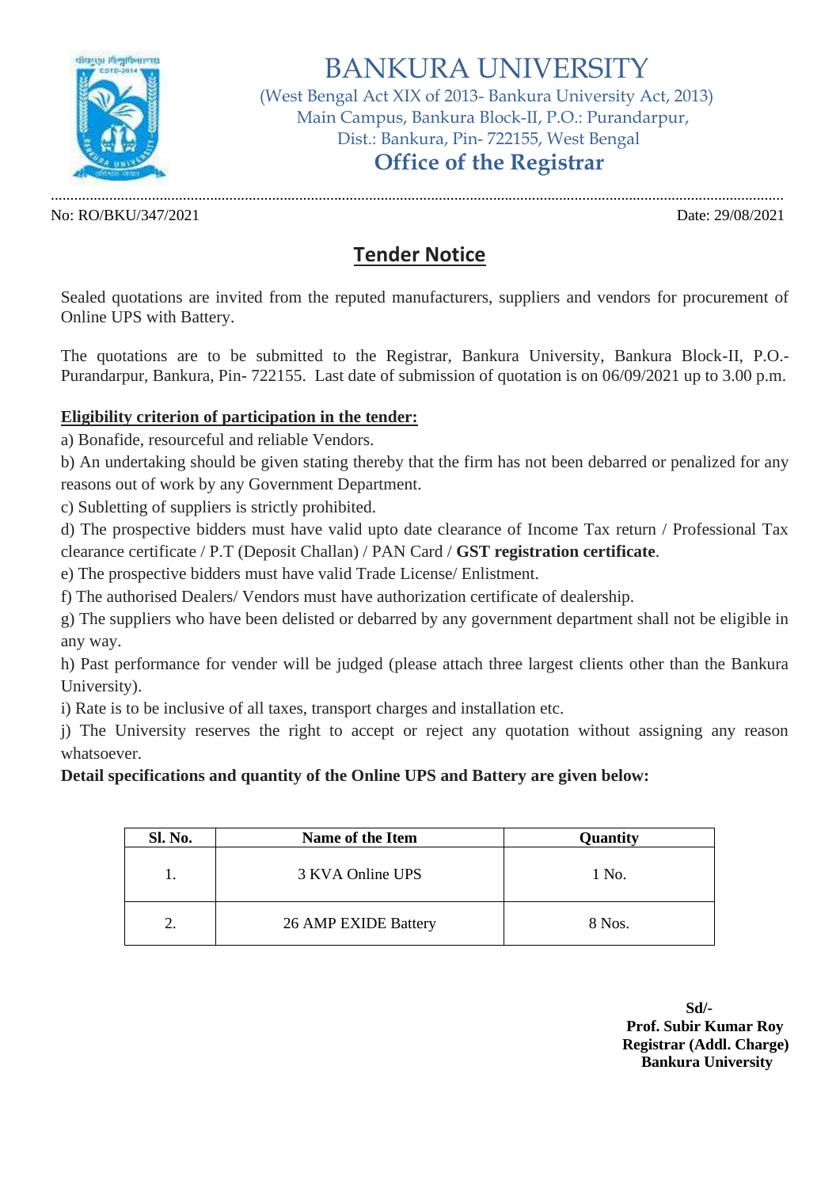# BANKURA UNIVERSITY

(West Bengal Act XIX of 2013- Bankura University Act, 2013)
Main Campus, Bankura Block-II, P.O.: Purandarpur,
Dist.: Bankura, Pin- 722155, West Bengal

## Office of the Registrar

No: RO/BKU/347/2021

Date: 29/08/2021

## Tender Notice

Sealed quotations are invited from the reputed manufacturers, suppliers and vendors for procurement of Online UPS with Battery.

The quotations are to be submitted to the Registrar, Bankura University, Bankura Block-II, P.O.-Purandarpur, Bankura, Pin- 722155. Last date of submission of quotation is on 06/09/2021 up to 3.00 p.m.

**Eligibility criterion of participation in the tender:**

a) Bonafide, resourceful and reliable Vendors.

b) An undertaking should be given stating thereby that the firm has not been debarred or penalized for any reasons out of work by any Government Department.

c) Subletting of suppliers is strictly prohibited.

d) The prospective bidders must have valid upto date clearance of Income Tax return / Professional Tax clearance certificate / P.T (Deposit Challan) / PAN Card / **GST registration certificate**.

e) The prospective bidders must have valid Trade License/ Enlistment.

f) The authorised Dealers/ Vendors must have authorization certificate of dealership.

g) The suppliers who have been delisted or debarred by any government department shall not be eligible in any way.

h) Past performance for vender will be judged (please attach three largest clients other than the Bankura University).

i) Rate is to be inclusive of all taxes, transport charges and installation etc.

j) The University reserves the right to accept or reject any quotation without assigning any reason whatsoever.

**Detail specifications and quantity of the Online UPS and Battery are given below:**

| Sl. No. | Name of the Item | Quantity |
|---|---|---|
| 1. | 3 KVA Online UPS | 1 No. |
| 2. | 26 AMP EXIDE Battery | 8 Nos. |

**Sd/-**
**Prof. Subir Kumar Roy**
**Registrar (Addl. Charge)**
**Bankura University**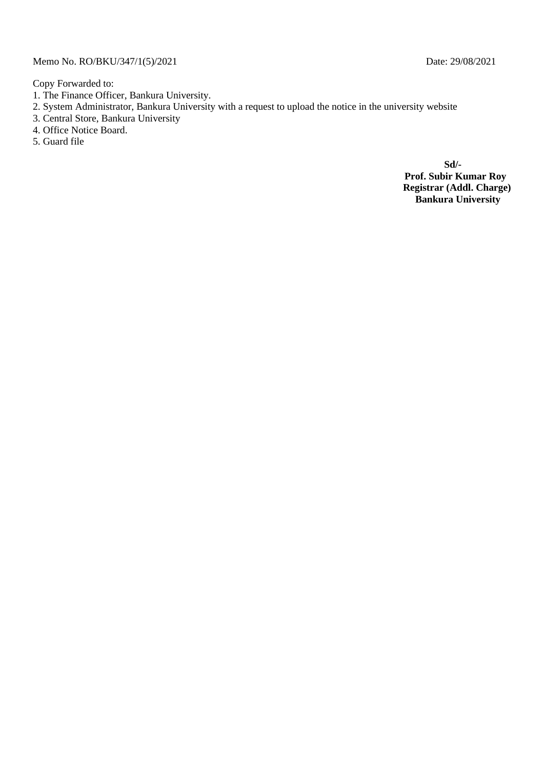Memo No. RO/BKU/347/1(5)/2021 Date: 29/08/2021

Copy Forwarded to:

1. The Finance Officer, Bankura University.
2. System Administrator, Bankura University with a request to upload the notice in the university website
3. Central Store, Bankura University
4. Office Notice Board.
5. Guard file

**Sd/-**
**Prof. Subir Kumar Roy**
**Registrar (Addl. Charge)**
**Bankura University**